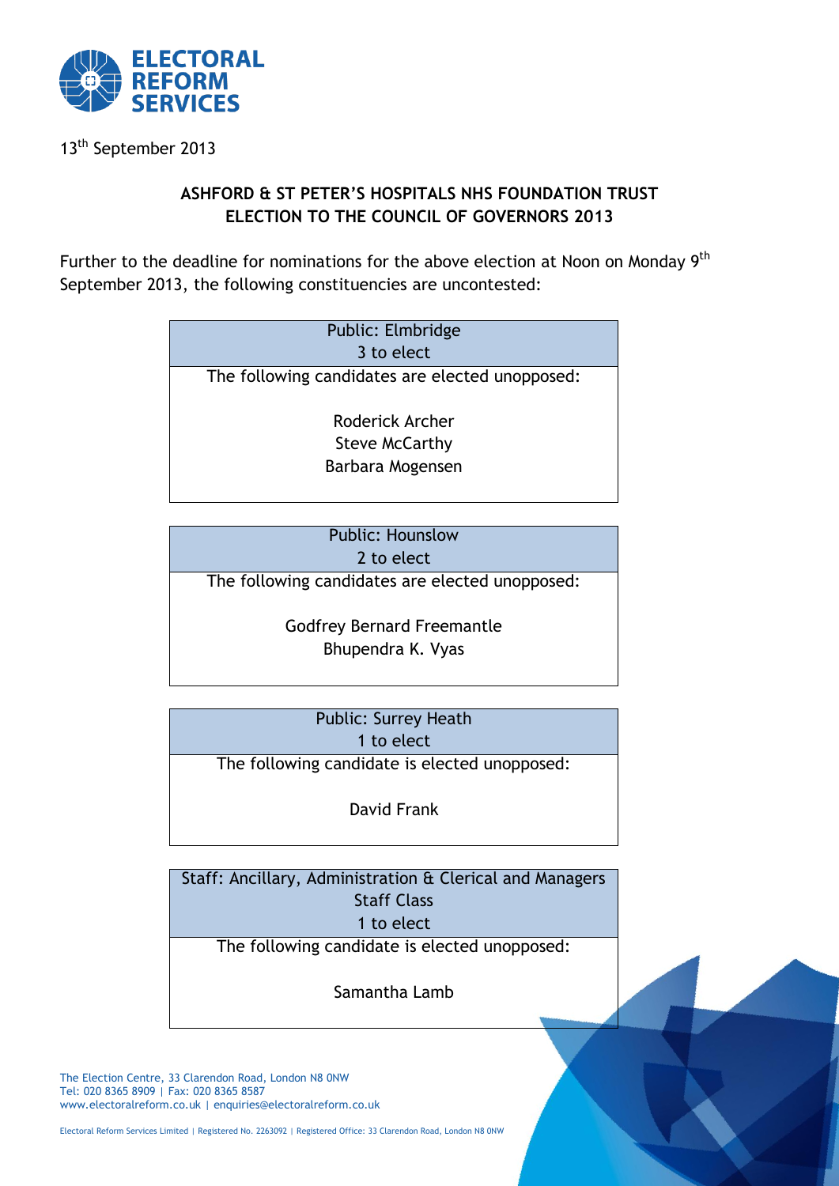ELECTORAL REFORM SERVICES

13th September 2013

## ASHFORD & ST PETER'S HOSPITALS NHS FOUNDATION TRUST
## ELECTION TO THE COUNCIL OF GOVERNORS 2013

Further to the deadline for nominations for the above election at Noon on Monday 9th September 2013, the following constituencies are uncontested:

| Public: Elmbridge<br>3 to elect |
|---|
| The following candidates are elected unopposed:<br><br>Roderick Archer<br>Steve McCarthy<br>Barbara Mogensen |

| Public: Hounslow<br>2 to elect |
|---|
| The following candidates are elected unopposed:<br><br>Godfrey Bernard Freemantle<br>Bhupendra K. Vyas |

| Public: Surrey Heath<br>1 to elect |
|---|
| The following candidate is elected unopposed:<br><br>David Frank |

| Staff: Ancillary, Administration & Clerical and Managers Staff Class<br>1 to elect |
|---|
| The following candidate is elected unopposed:<br><br>Samantha Lamb |

The Election Centre, 33 Clarendon Road, London N8 0NW
Tel: 020 8365 8909 | Fax: 020 8365 8587
www.electoralreform.co.uk | enquiries@electoralreform.co.uk

Electoral Reform Services Limited | Registered No. 2263092 | Registered Office: 33 Clarendon Road, London N8 0NW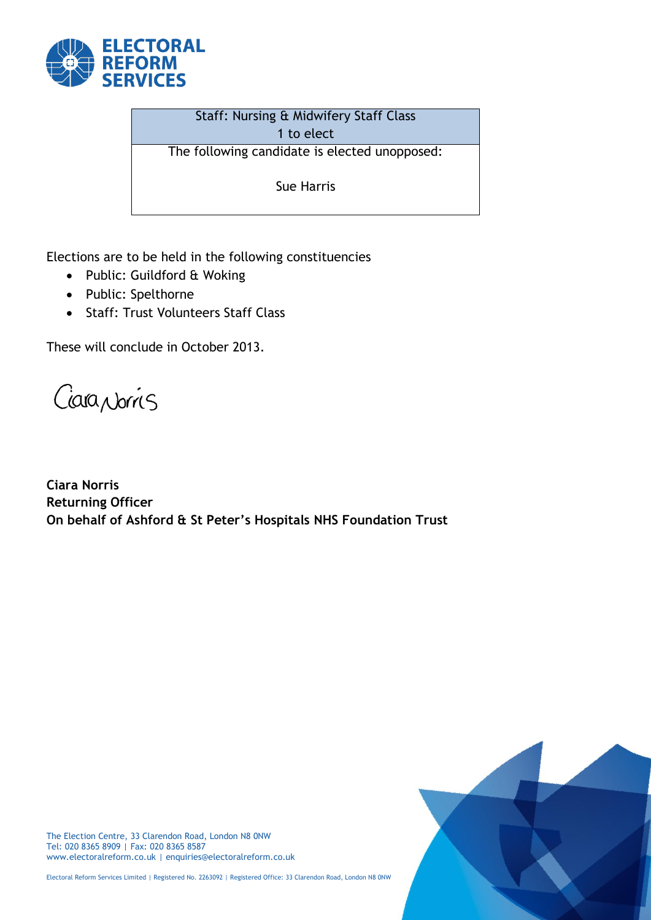| Staff: Nursing & Midwifery Staff Class<br>1 to elect |
| --- |
| The following candidate is elected unopposed:<br><br>Sue Harris |

Elections are to be held in the following constituencies

- Public: Guildford & Woking
- Public: Spelthorne
- Staff: Trust Volunteers Staff Class

These will conclude in October 2013.

Ciara Norris

**Ciara Norris**
**Returning Officer**
**On behalf of Ashford & St Peter's Hospitals NHS Foundation Trust**

The Election Centre, 33 Clarendon Road, London N8 0NW
Tel: 020 8365 8909 | Fax: 020 8365 8587
www.electoralreform.co.uk | enquiries@electoralreform.co.uk

Electoral Reform Services Limited | Registered No. 2263092 | Registered Office: 33 Clarendon Road, London N8 0NW